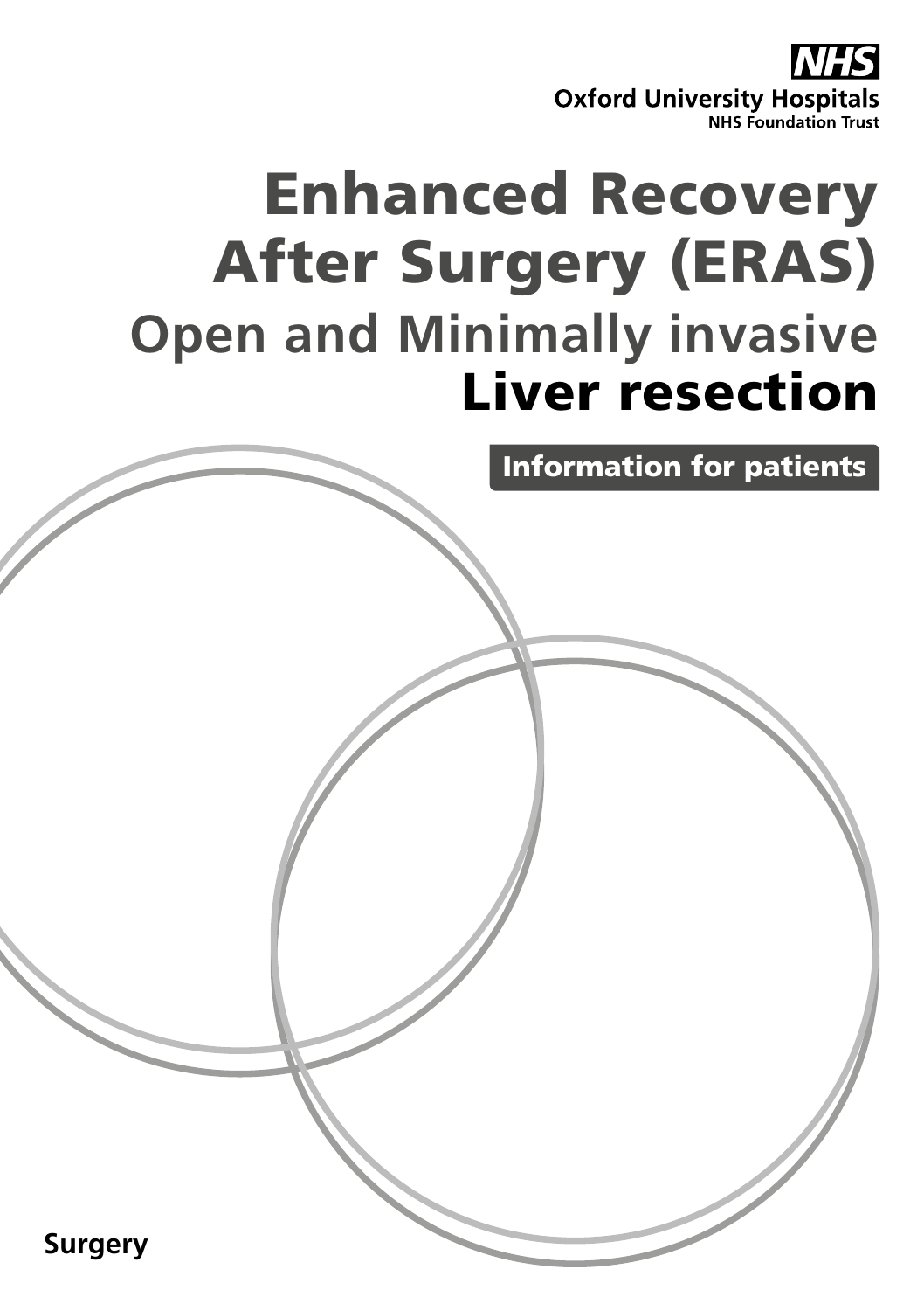NHS

Oxford University Hospitals

NHS Foundation Trust

# Enhanced Recovery After Surgery (ERAS)

## Open and Minimally invasive

## Liver resection

**Information for patients**

**Surgery**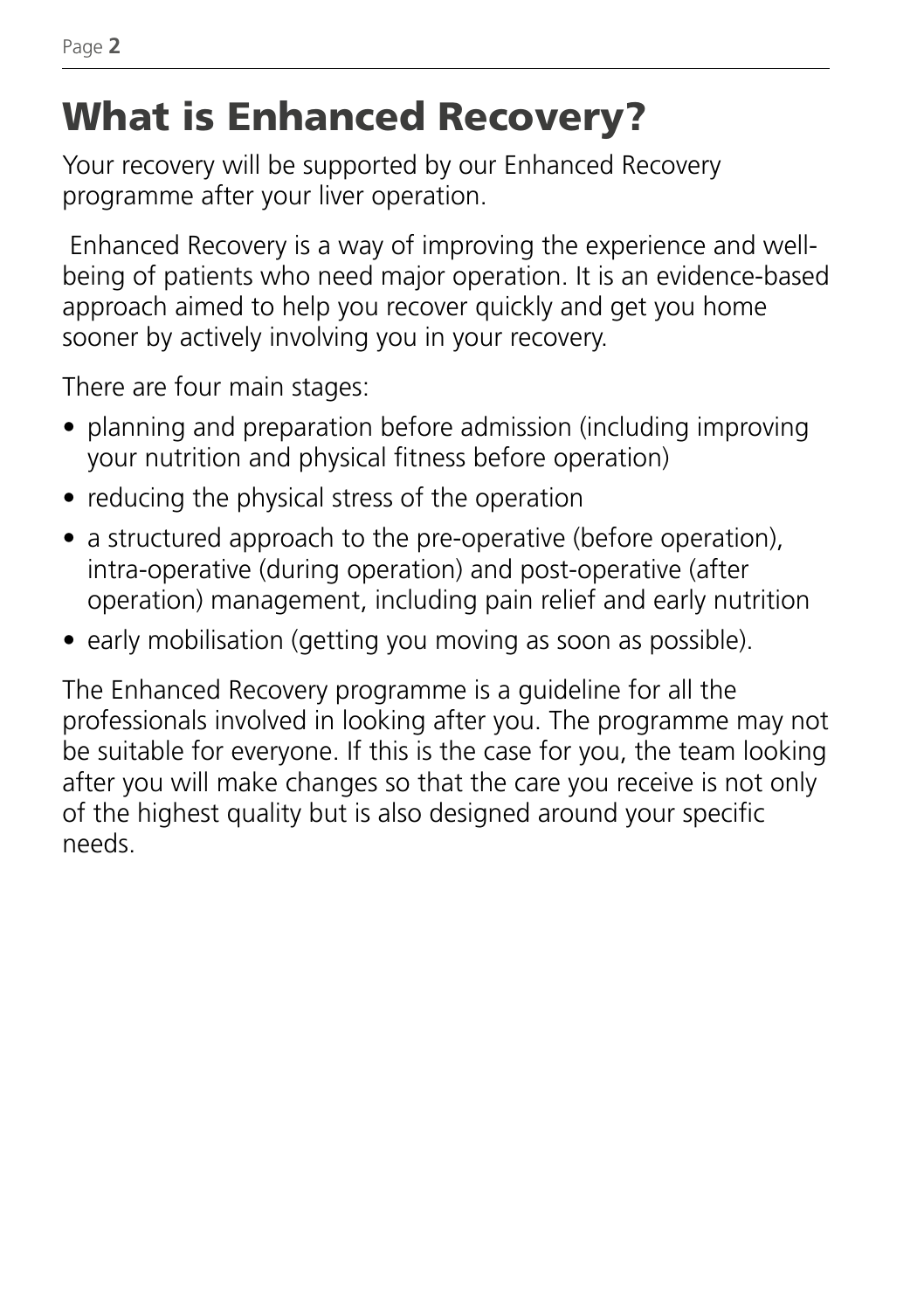# What is Enhanced Recovery?

Your recovery will be supported by our Enhanced Recovery programme after your liver operation.

Enhanced Recovery is a way of improving the experience and well-being of patients who need major operation. It is an evidence-based approach aimed to help you recover quickly and get you home sooner by actively involving you in your recovery.

There are four main stages:

- planning and preparation before admission (including improving your nutrition and physical fitness before operation)
- reducing the physical stress of the operation
- a structured approach to the pre-operative (before operation), intra-operative (during operation) and post-operative (after operation) management, including pain relief and early nutrition
- early mobilisation (getting you moving as soon as possible).

The Enhanced Recovery programme is a guideline for all the professionals involved in looking after you. The programme may not be suitable for everyone. If this is the case for you, the team looking after you will make changes so that the care you receive is not only of the highest quality but is also designed around your specific needs.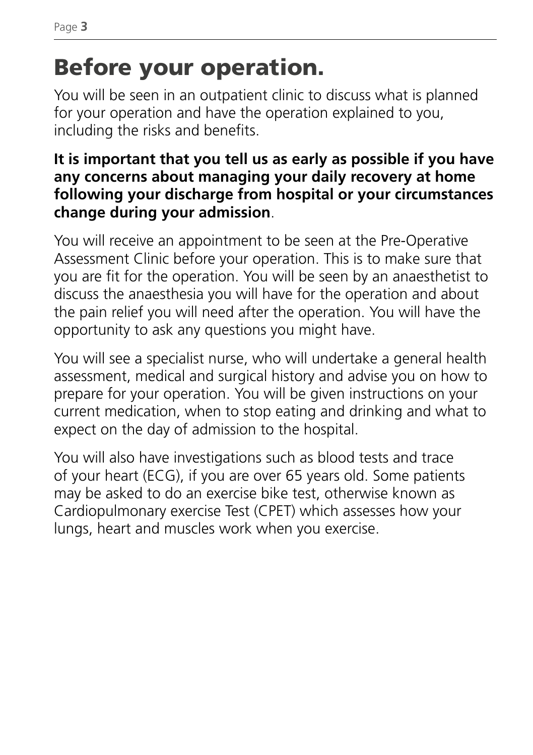# Before your operation.

You will be seen in an outpatient clinic to discuss what is planned for your operation and have the operation explained to you, including the risks and benefits.

**It is important that you tell us as early as possible if you have any concerns about managing your daily recovery at home following your discharge from hospital or your circumstances change during your admission**.

You will receive an appointment to be seen at the Pre-Operative Assessment Clinic before your operation. This is to make sure that you are fit for the operation. You will be seen by an anaesthetist to discuss the anaesthesia you will have for the operation and about the pain relief you will need after the operation. You will have the opportunity to ask any questions you might have.

You will see a specialist nurse, who will undertake a general health assessment, medical and surgical history and advise you on how to prepare for your operation. You will be given instructions on your current medication, when to stop eating and drinking and what to expect on the day of admission to the hospital.

You will also have investigations such as blood tests and trace of your heart (ECG), if you are over 65 years old. Some patients may be asked to do an exercise bike test, otherwise known as Cardiopulmonary exercise Test (CPET) which assesses how your lungs, heart and muscles work when you exercise.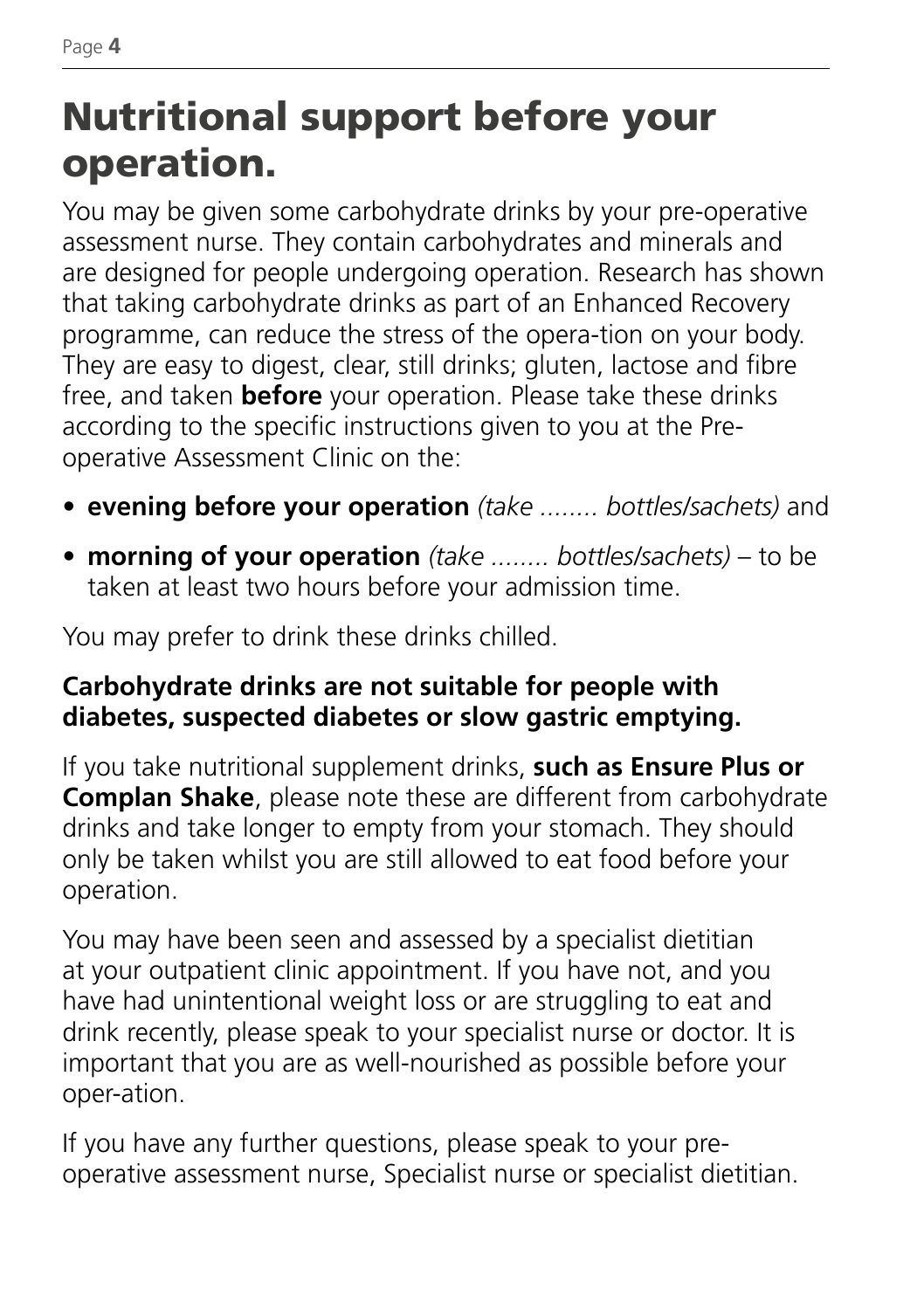# Nutritional support before your operation.

You may be given some carbohydrate drinks by your pre-operative assessment nurse. They contain carbohydrates and minerals and are designed for people undergoing operation. Research has shown that taking carbohydrate drinks as part of an Enhanced Recovery programme, can reduce the stress of the opera-tion on your body. They are easy to digest, clear, still drinks; gluten, lactose and fibre free, and taken **before** your operation. Please take these drinks according to the specific instructions given to you at the Pre-operative Assessment Clinic on the:

- **evening before your operation** *(take ........ bottles/sachets)* and
- **morning of your operation** *(take ........ bottles/sachets)* – to be taken at least two hours before your admission time.

You may prefer to drink these drinks chilled.

**Carbohydrate drinks are not suitable for people with diabetes, suspected diabetes or slow gastric emptying.**

If you take nutritional supplement drinks, **such as Ensure Plus or Complan Shake**, please note these are different from carbohydrate drinks and take longer to empty from your stomach. They should only be taken whilst you are still allowed to eat food before your operation.

You may have been seen and assessed by a specialist dietitian at your outpatient clinic appointment. If you have not, and you have had unintentional weight loss or are struggling to eat and drink recently, please speak to your specialist nurse or doctor. It is important that you are as well-nourished as possible before your oper-ation.

If you have any further questions, please speak to your pre-operative assessment nurse, Specialist nurse or specialist dietitian.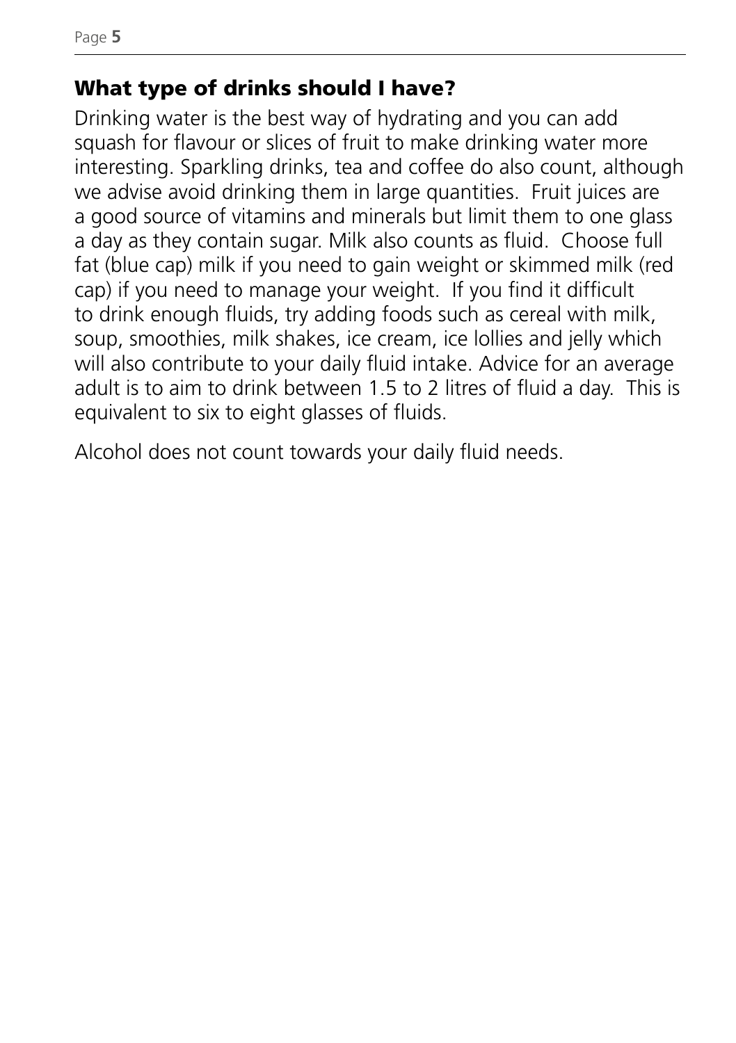## What type of drinks should I have?

Drinking water is the best way of hydrating and you can add squash for flavour or slices of fruit to make drinking water more interesting. Sparkling drinks, tea and coffee do also count, although we advise avoid drinking them in large quantities. Fruit juices are a good source of vitamins and minerals but limit them to one glass a day as they contain sugar. Milk also counts as fluid. Choose full fat (blue cap) milk if you need to gain weight or skimmed milk (red cap) if you need to manage your weight. If you find it difficult to drink enough fluids, try adding foods such as cereal with milk, soup, smoothies, milk shakes, ice cream, ice lollies and jelly which will also contribute to your daily fluid intake. Advice for an average adult is to aim to drink between 1.5 to 2 litres of fluid a day. This is equivalent to six to eight glasses of fluids.

Alcohol does not count towards your daily fluid needs.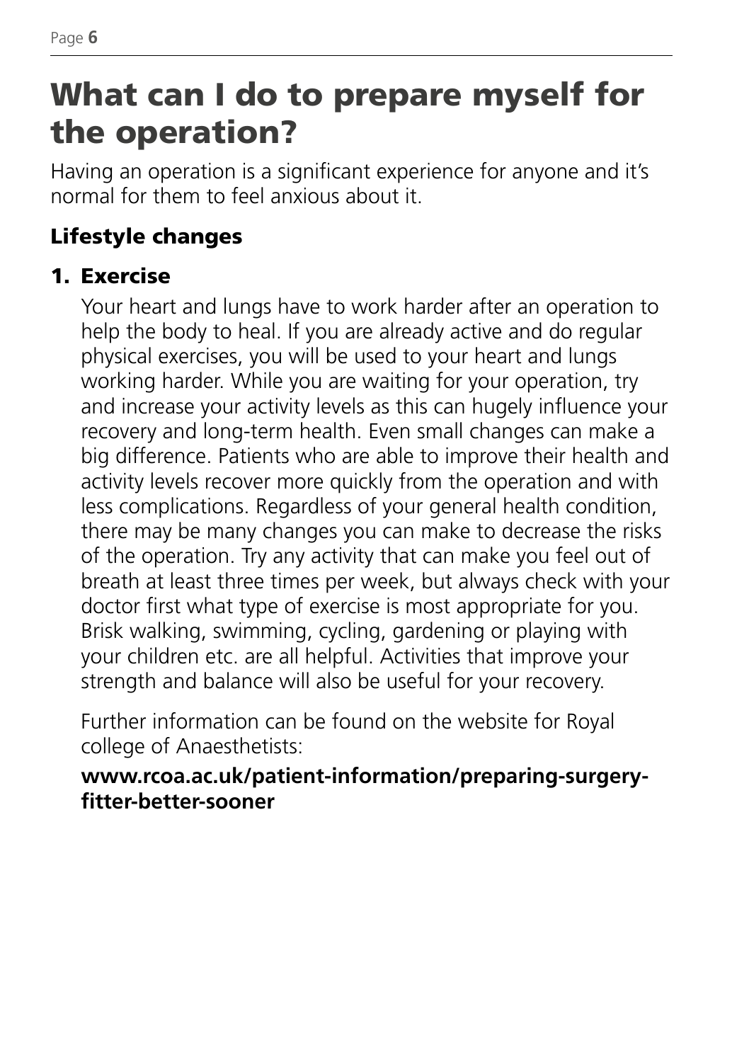# What can I do to prepare myself for the operation?

Having an operation is a significant experience for anyone and it's normal for them to feel anxious about it.

## Lifestyle changes

### 1. Exercise

Your heart and lungs have to work harder after an operation to help the body to heal. If you are already active and do regular physical exercises, you will be used to your heart and lungs working harder. While you are waiting for your operation, try and increase your activity levels as this can hugely influence your recovery and long-term health. Even small changes can make a big difference. Patients who are able to improve their health and activity levels recover more quickly from the operation and with less complications. Regardless of your general health condition, there may be many changes you can make to decrease the risks of the operation. Try any activity that can make you feel out of breath at least three times per week, but always check with your doctor first what type of exercise is most appropriate for you. Brisk walking, swimming, cycling, gardening or playing with your children etc. are all helpful. Activities that improve your strength and balance will also be useful for your recovery.

Further information can be found on the website for Royal college of Anaesthetists:

**www.rcoa.ac.uk/patient-information/preparing-surgery-fitter-better-sooner**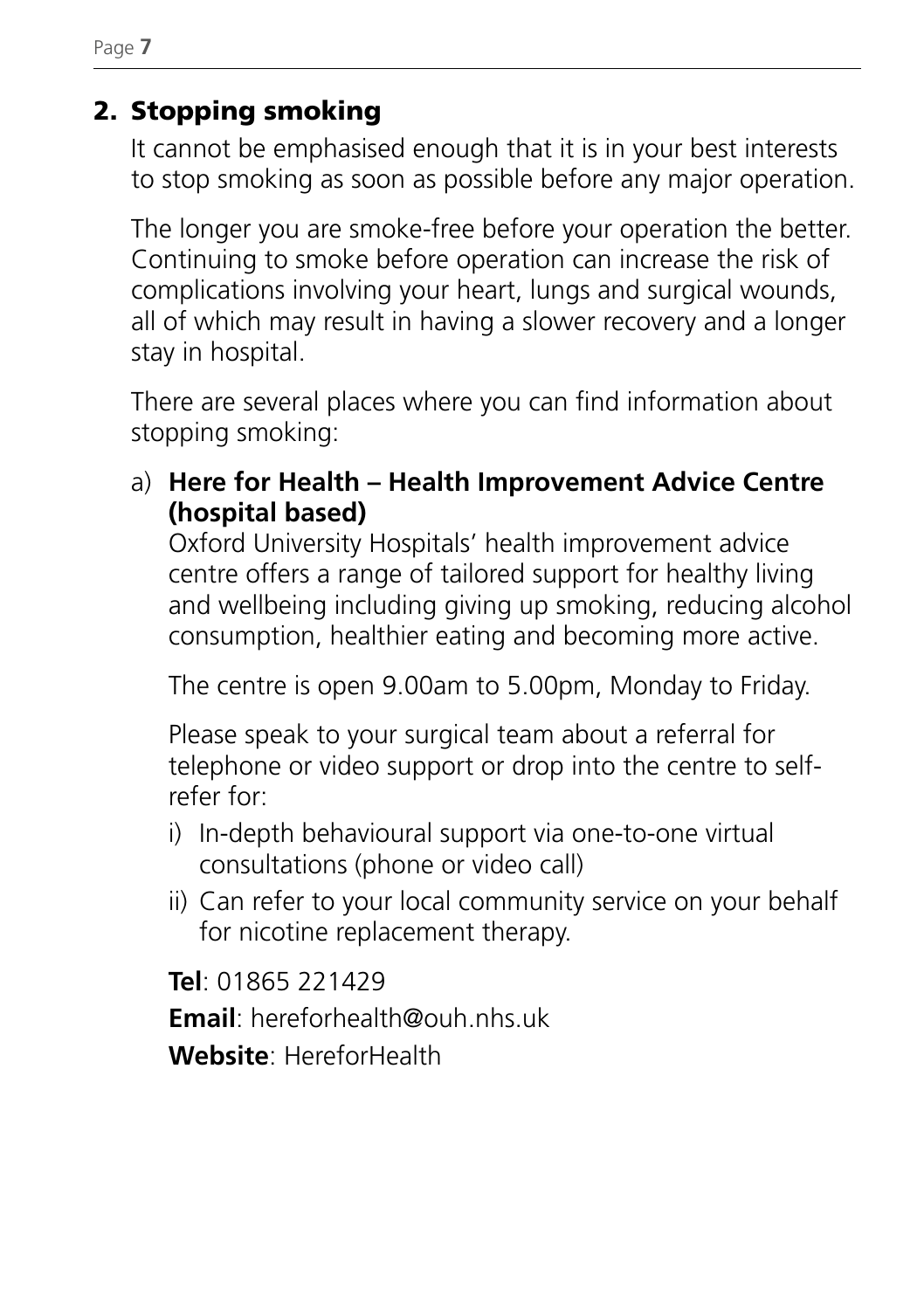## 2. Stopping smoking

It cannot be emphasised enough that it is in your best interests to stop smoking as soon as possible before any major operation.

The longer you are smoke-free before your operation the better. Continuing to smoke before operation can increase the risk of complications involving your heart, lungs and surgical wounds, all of which may result in having a slower recovery and a longer stay in hospital.

There are several places where you can find information about stopping smoking:

a) **Here for Health – Health Improvement Advice Centre (hospital based)**
Oxford University Hospitals' health improvement advice centre offers a range of tailored support for healthy living and wellbeing including giving up smoking, reducing alcohol consumption, healthier eating and becoming more active.

The centre is open 9.00am to 5.00pm, Monday to Friday.

Please speak to your surgical team about a referral for telephone or video support or drop into the centre to self-refer for:

i) In-depth behavioural support via one-to-one virtual consultations (phone or video call)
ii) Can refer to your local community service on your behalf for nicotine replacement therapy.

**Tel**: 01865 221429

**Email**: hereforhealth@ouh.nhs.uk

**Website**: HereforHealth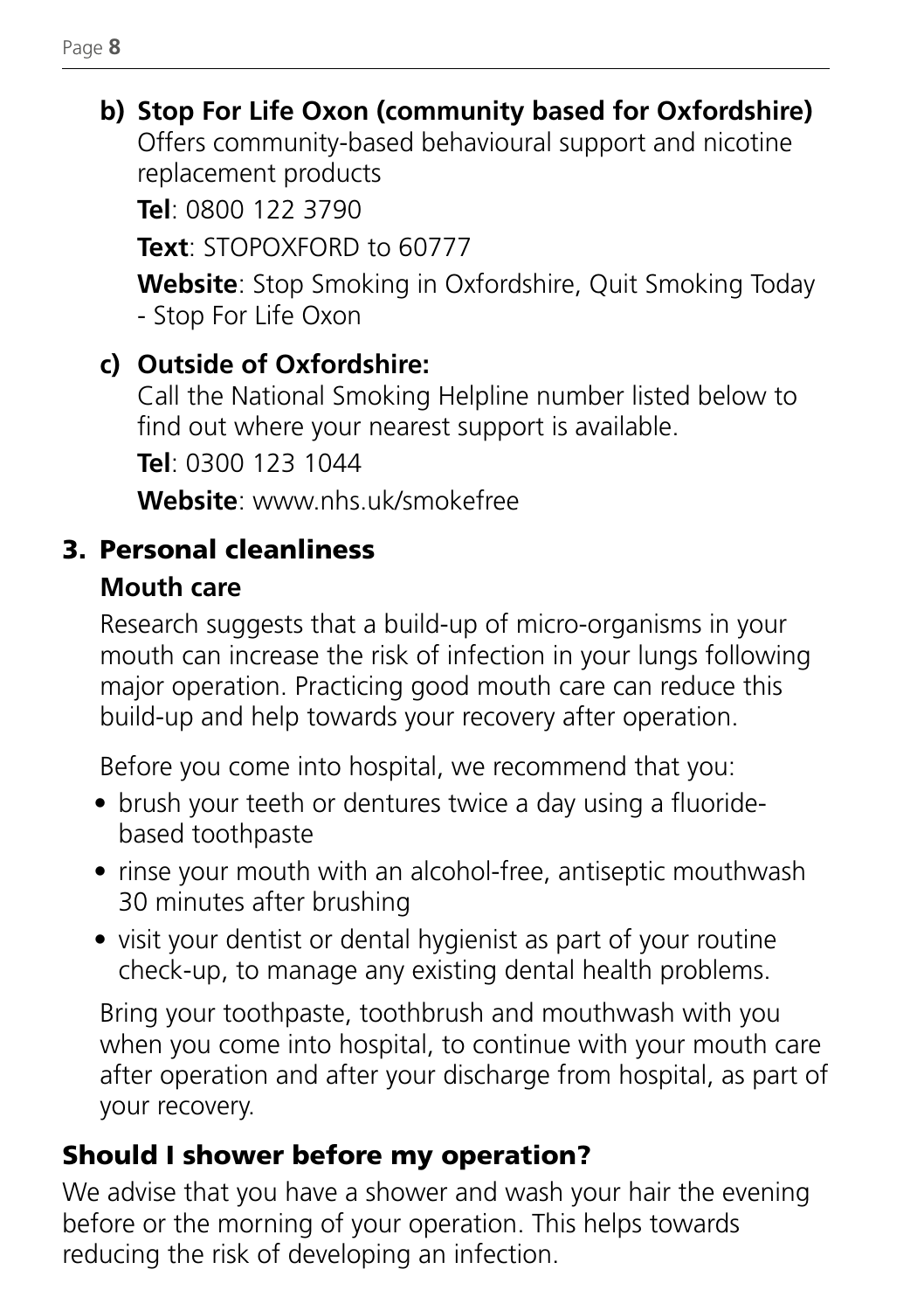**b) Stop For Life Oxon (community based for Oxfordshire)**

Offers community-based behavioural support and nicotine replacement products

**Tel**: 0800 122 3790

**Text**: STOPOXFORD to 60777

**Website**: Stop Smoking in Oxfordshire, Quit Smoking Today - Stop For Life Oxon

**c) Outside of Oxfordshire:**

Call the National Smoking Helpline number listed below to find out where your nearest support is available.

**Tel**: 0300 123 1044

**Website**: www.nhs.uk/smokefree

## 3. Personal cleanliness

### Mouth care

Research suggests that a build-up of micro-organisms in your mouth can increase the risk of infection in your lungs following major operation. Practicing good mouth care can reduce this build-up and help towards your recovery after operation.

Before you come into hospital, we recommend that you:

- brush your teeth or dentures twice a day using a fluoride-based toothpaste
- rinse your mouth with an alcohol-free, antiseptic mouthwash 30 minutes after brushing
- visit your dentist or dental hygienist as part of your routine check-up, to manage any existing dental health problems.

Bring your toothpaste, toothbrush and mouthwash with you when you come into hospital, to continue with your mouth care after operation and after your discharge from hospital, as part of your recovery.

## Should I shower before my operation?

We advise that you have a shower and wash your hair the evening before or the morning of your operation. This helps towards reducing the risk of developing an infection.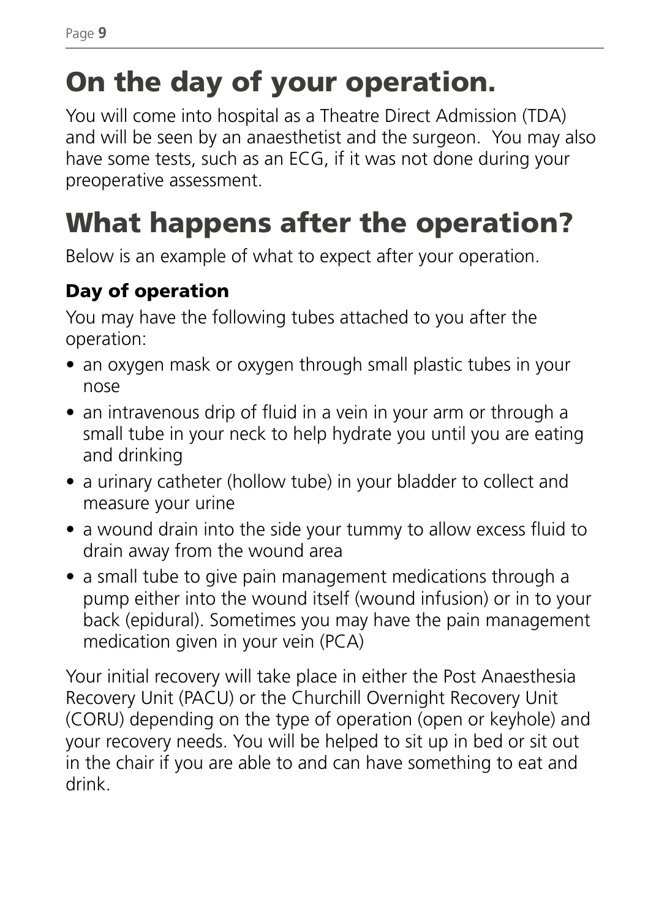# On the day of your operation.

You will come into hospital as a Theatre Direct Admission (TDA) and will be seen by an anaesthetist and the surgeon.  You may also have some tests, such as an ECG, if it was not done during your preoperative assessment.

# What happens after the operation?

Below is an example of what to expect after your operation.

### Day of operation

You may have the following tubes attached to you after the operation:

- an oxygen mask or oxygen through small plastic tubes in your nose
- an intravenous drip of fluid in a vein in your arm or through a small tube in your neck to help hydrate you until you are eating and drinking
- a urinary catheter (hollow tube) in your bladder to collect and measure your urine
- a wound drain into the side your tummy to allow excess fluid to drain away from the wound area
- a small tube to give pain management medications through a pump either into the wound itself (wound infusion) or in to your back (epidural). Sometimes you may have the pain management medication given in your vein (PCA)

Your initial recovery will take place in either the Post Anaesthesia Recovery Unit (PACU) or the Churchill Overnight Recovery Unit (CORU) depending on the type of operation (open or keyhole) and your recovery needs. You will be helped to sit up in bed or sit out in the chair if you are able to and can have something to eat and drink.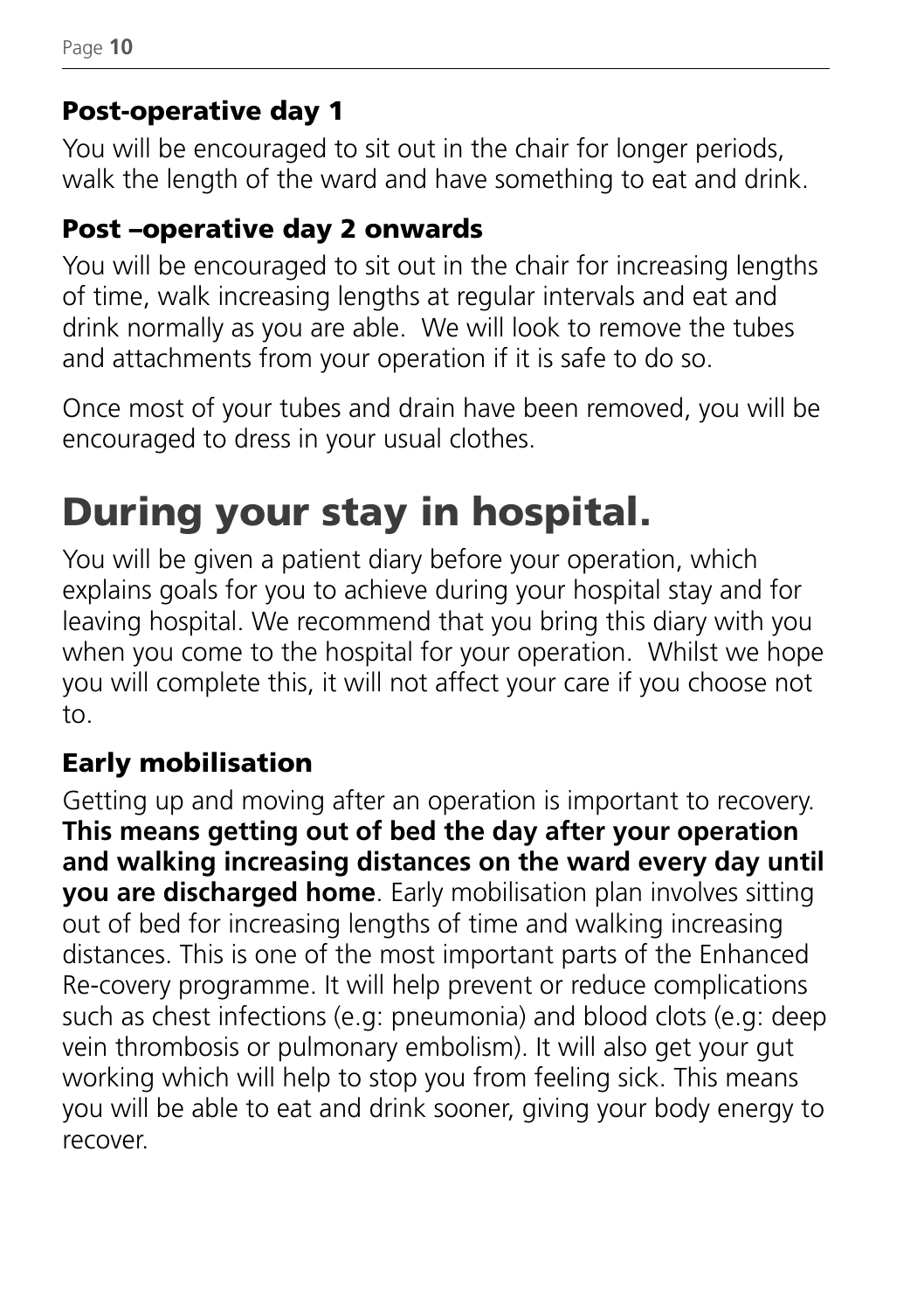### Post-operative day 1

You will be encouraged to sit out in the chair for longer periods, walk the length of the ward and have something to eat and drink.

### Post –operative day 2 onwards

You will be encouraged to sit out in the chair for increasing lengths of time, walk increasing lengths at regular intervals and eat and drink normally as you are able. We will look to remove the tubes and attachments from your operation if it is safe to do so.

Once most of your tubes and drain have been removed, you will be encouraged to dress in your usual clothes.

# During your stay in hospital.

You will be given a patient diary before your operation, which explains goals for you to achieve during your hospital stay and for leaving hospital. We recommend that you bring this diary with you when you come to the hospital for your operation. Whilst we hope you will complete this, it will not affect your care if you choose not to.

### Early mobilisation

Getting up and moving after an operation is important to recovery. **This means getting out of bed the day after your operation and walking increasing distances on the ward every day until you are discharged home**. Early mobilisation plan involves sitting out of bed for increasing lengths of time and walking increasing distances. This is one of the most important parts of the Enhanced Re-covery programme. It will help prevent or reduce complications such as chest infections (e.g: pneumonia) and blood clots (e.g: deep vein thrombosis or pulmonary embolism). It will also get your gut working which will help to stop you from feeling sick. This means you will be able to eat and drink sooner, giving your body energy to recover.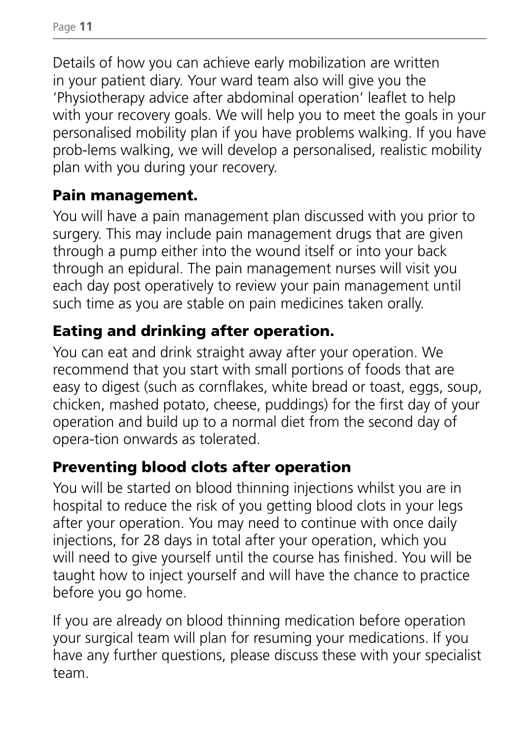Details of how you can achieve early mobilization are written in your patient diary. Your ward team also will give you the 'Physiotherapy advice after abdominal operation' leaflet to help with your recovery goals. We will help you to meet the goals in your personalised mobility plan if you have problems walking. If you have prob-lems walking, we will develop a personalised, realistic mobility plan with you during your recovery.

## Pain management.

You will have a pain management plan discussed with you prior to surgery. This may include pain management drugs that are given through a pump either into the wound itself or into your back through an epidural. The pain management nurses will visit you each day post operatively to review your pain management until such time as you are stable on pain medicines taken orally.

## Eating and drinking after operation.

You can eat and drink straight away after your operation. We recommend that you start with small portions of foods that are easy to digest (such as cornflakes, white bread or toast, eggs, soup, chicken, mashed potato, cheese, puddings) for the first day of your operation and build up to a normal diet from the second day of opera-tion onwards as tolerated.

## Preventing blood clots after operation

You will be started on blood thinning injections whilst you are in hospital to reduce the risk of you getting blood clots in your legs after your operation. You may need to continue with once daily injections, for 28 days in total after your operation, which you will need to give yourself until the course has finished. You will be taught how to inject yourself and will have the chance to practice before you go home.

If you are already on blood thinning medication before operation your surgical team will plan for resuming your medications. If you have any further questions, please discuss these with your specialist team.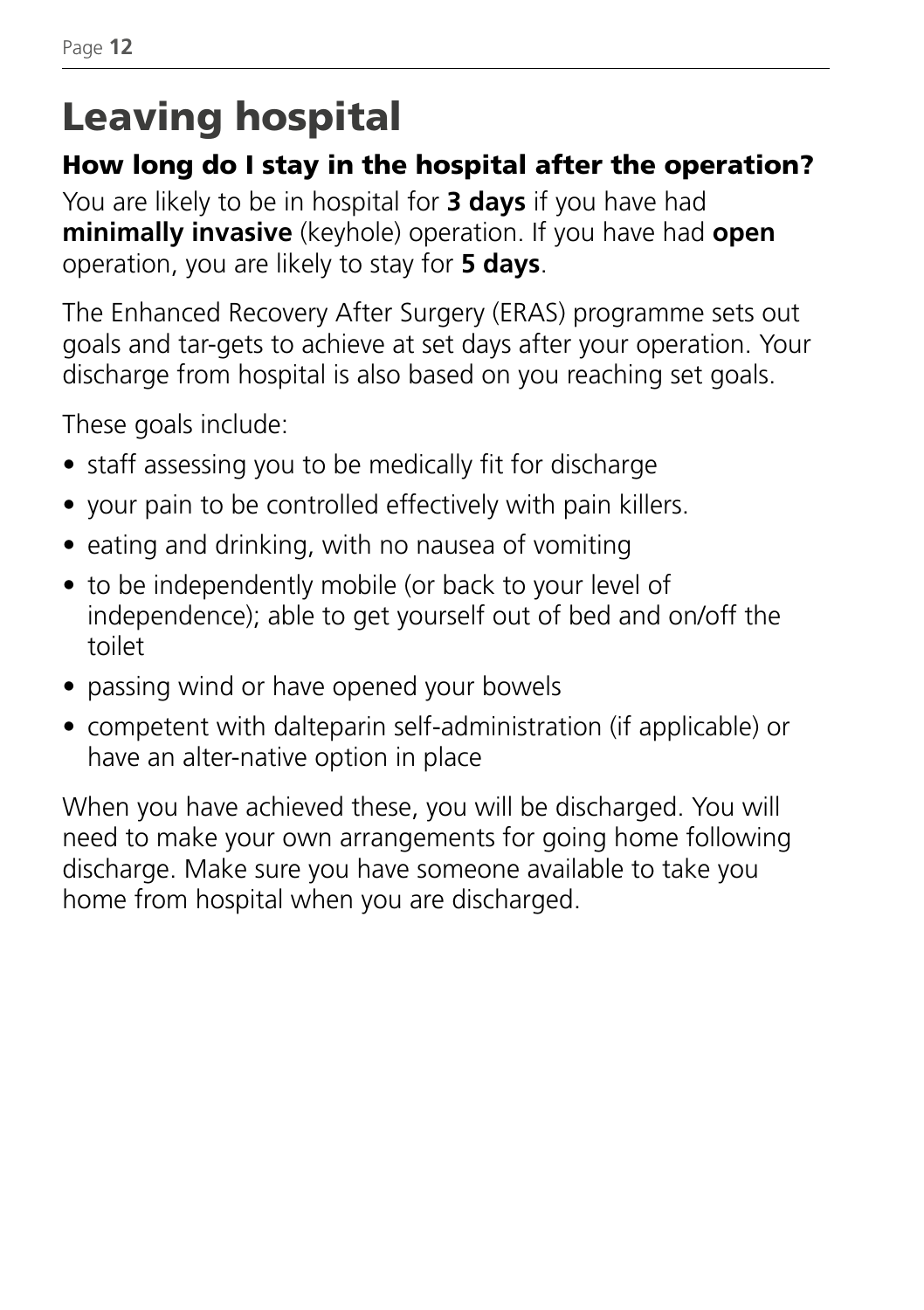# Leaving hospital

### How long do I stay in the hospital after the operation?

You are likely to be in hospital for **3 days** if you have had **minimally invasive** (keyhole) operation. If you have had **open** operation, you are likely to stay for **5 days**.

The Enhanced Recovery After Surgery (ERAS) programme sets out goals and tar-gets to achieve at set days after your operation. Your discharge from hospital is also based on you reaching set goals.

These goals include:

- staff assessing you to be medically fit for discharge
- your pain to be controlled effectively with pain killers.
- eating and drinking, with no nausea of vomiting
- to be independently mobile (or back to your level of independence); able to get yourself out of bed and on/off the toilet
- passing wind or have opened your bowels
- competent with dalteparin self-administration (if applicable) or have an alter-native option in place

When you have achieved these, you will be discharged. You will need to make your own arrangements for going home following discharge. Make sure you have someone available to take you home from hospital when you are discharged.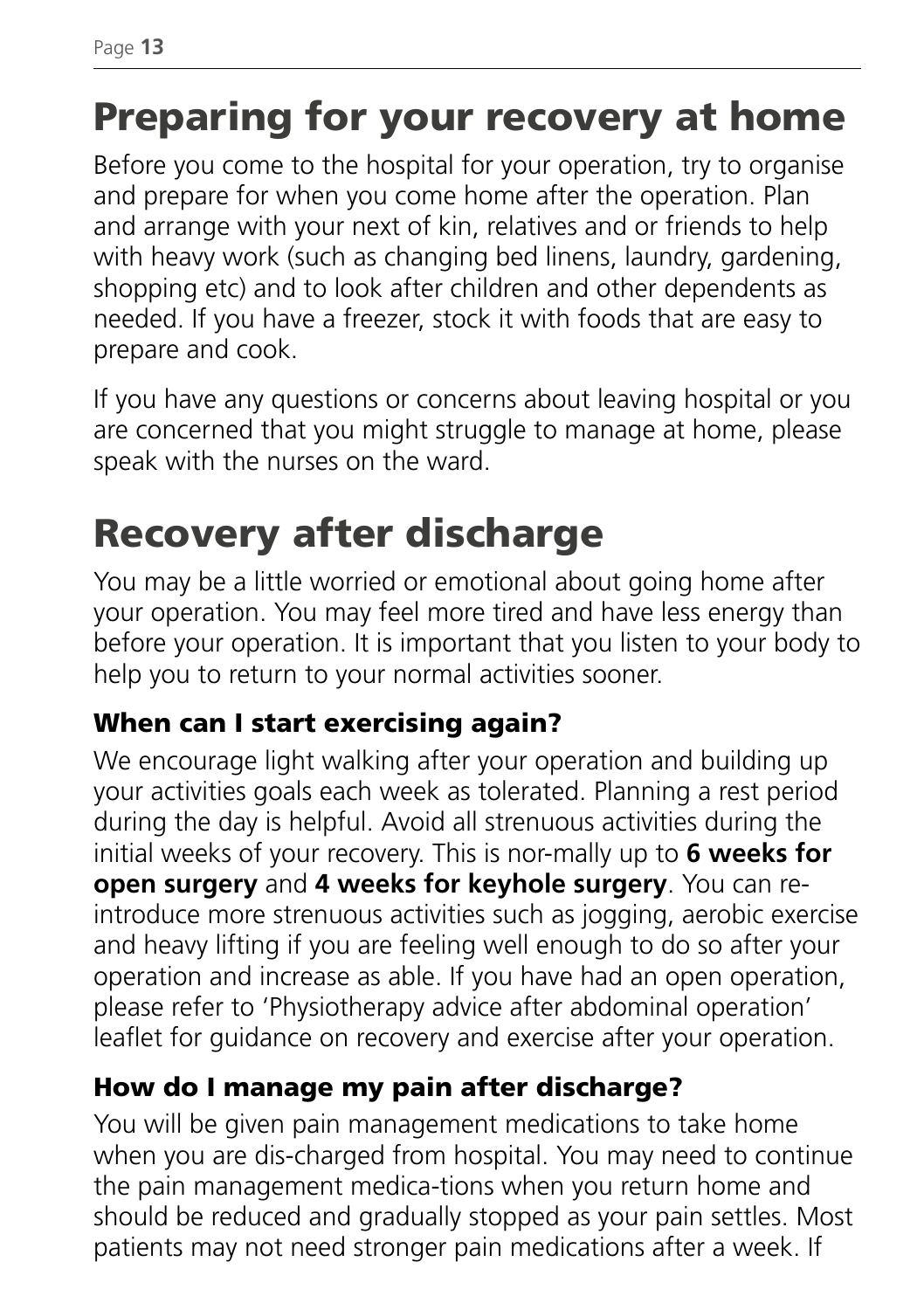# Preparing for your recovery at home

Before you come to the hospital for your operation, try to organise and prepare for when you come home after the operation. Plan and arrange with your next of kin, relatives and or friends to help with heavy work (such as changing bed linens, laundry, gardening, shopping etc) and to look after children and other dependents as needed. If you have a freezer, stock it with foods that are easy to prepare and cook.

If you have any questions or concerns about leaving hospital or you are concerned that you might struggle to manage at home, please speak with the nurses on the ward.

# Recovery after discharge

You may be a little worried or emotional about going home after your operation. You may feel more tired and have less energy than before your operation. It is important that you listen to your body to help you to return to your normal activities sooner.

### When can I start exercising again?

We encourage light walking after your operation and building up your activities goals each week as tolerated. Planning a rest period during the day is helpful. Avoid all strenuous activities during the initial weeks of your recovery. This is nor-mally up to **6 weeks for open surgery** and **4 weeks for keyhole surgery**. You can re-introduce more strenuous activities such as jogging, aerobic exercise and heavy lifting if you are feeling well enough to do so after your operation and increase as able. If you have had an open operation, please refer to 'Physiotherapy advice after abdominal operation' leaflet for guidance on recovery and exercise after your operation.

### How do I manage my pain after discharge?

You will be given pain management medications to take home when you are dis-charged from hospital. You may need to continue the pain management medica-tions when you return home and should be reduced and gradually stopped as your pain settles. Most patients may not need stronger pain medications after a week. If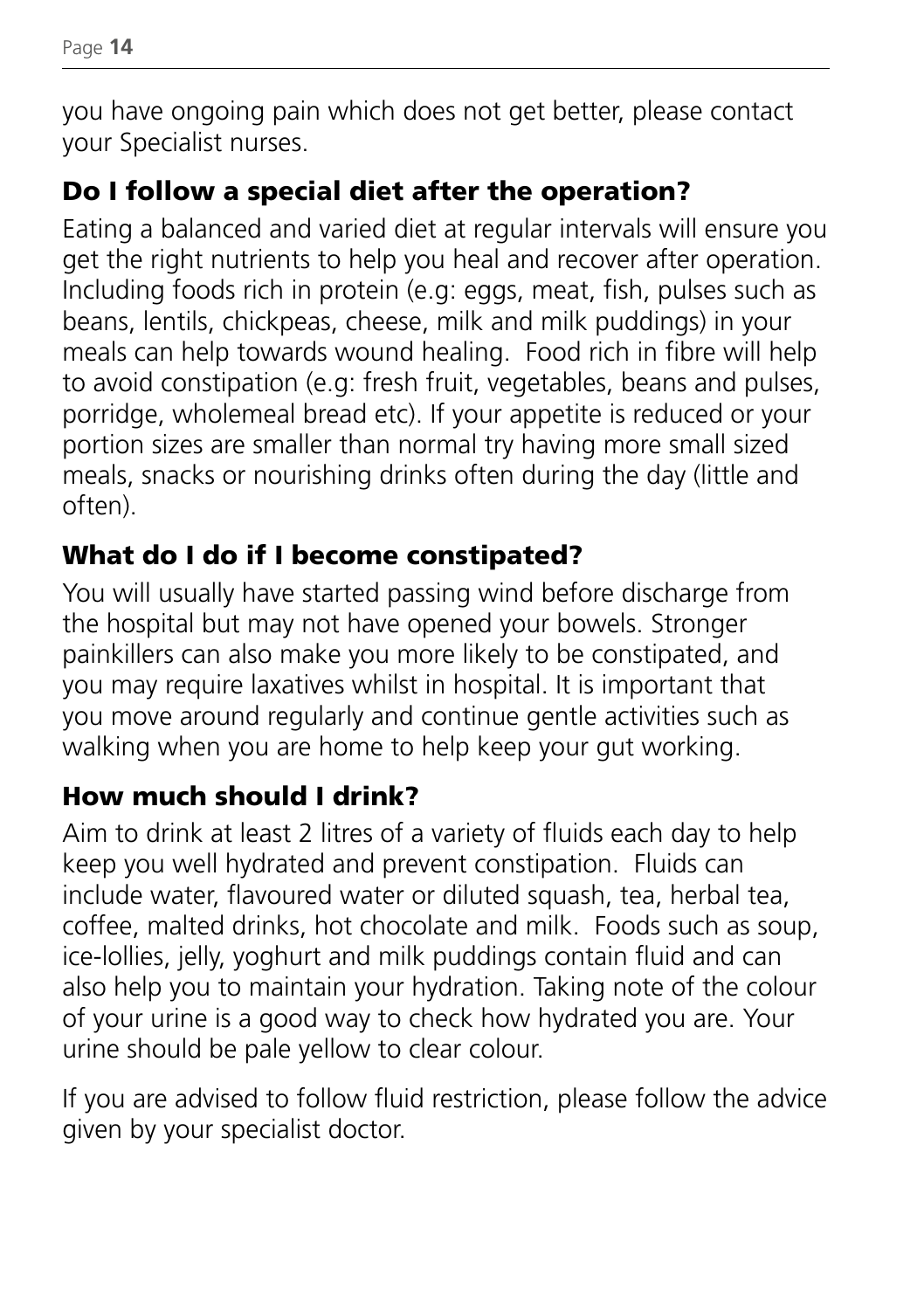you have ongoing pain which does not get better, please contact your Specialist nurses.

## Do I follow a special diet after the operation?

Eating a balanced and varied diet at regular intervals will ensure you get the right nutrients to help you heal and recover after operation. Including foods rich in protein (e.g: eggs, meat, fish, pulses such as beans, lentils, chickpeas, cheese, milk and milk puddings) in your meals can help towards wound healing. Food rich in fibre will help to avoid constipation (e.g: fresh fruit, vegetables, beans and pulses, porridge, wholemeal bread etc). If your appetite is reduced or your portion sizes are smaller than normal try having more small sized meals, snacks or nourishing drinks often during the day (little and often).

## What do I do if I become constipated?

You will usually have started passing wind before discharge from the hospital but may not have opened your bowels. Stronger painkillers can also make you more likely to be constipated, and you may require laxatives whilst in hospital. It is important that you move around regularly and continue gentle activities such as walking when you are home to help keep your gut working.

## How much should I drink?

Aim to drink at least 2 litres of a variety of fluids each day to help keep you well hydrated and prevent constipation. Fluids can include water, flavoured water or diluted squash, tea, herbal tea, coffee, malted drinks, hot chocolate and milk. Foods such as soup, ice-lollies, jelly, yoghurt and milk puddings contain fluid and can also help you to maintain your hydration. Taking note of the colour of your urine is a good way to check how hydrated you are. Your urine should be pale yellow to clear colour.

If you are advised to follow fluid restriction, please follow the advice given by your specialist doctor.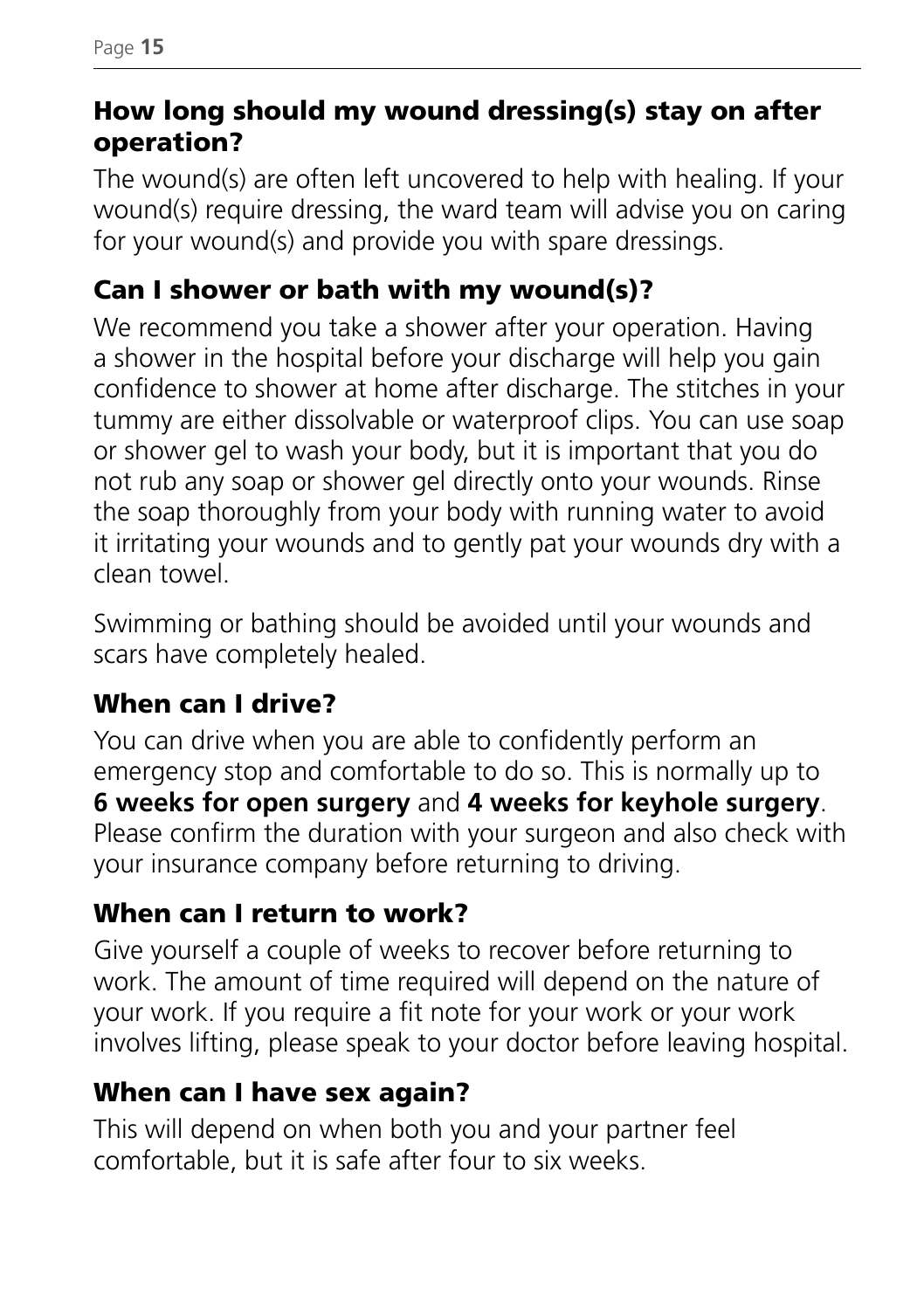## How long should my wound dressing(s) stay on after operation?

The wound(s) are often left uncovered to help with healing. If your wound(s) require dressing, the ward team will advise you on caring for your wound(s) and provide you with spare dressings.

## Can I shower or bath with my wound(s)?

We recommend you take a shower after your operation. Having a shower in the hospital before your discharge will help you gain confidence to shower at home after discharge. The stitches in your tummy are either dissolvable or waterproof clips. You can use soap or shower gel to wash your body, but it is important that you do not rub any soap or shower gel directly onto your wounds. Rinse the soap thoroughly from your body with running water to avoid it irritating your wounds and to gently pat your wounds dry with a clean towel.

Swimming or bathing should be avoided until your wounds and scars have completely healed.

## When can I drive?

You can drive when you are able to confidently perform an emergency stop and comfortable to do so. This is normally up to **6 weeks for open surgery** and **4 weeks for keyhole surgery**. Please confirm the duration with your surgeon and also check with your insurance company before returning to driving.

## When can I return to work?

Give yourself a couple of weeks to recover before returning to work. The amount of time required will depend on the nature of your work. If you require a fit note for your work or your work involves lifting, please speak to your doctor before leaving hospital.

## When can I have sex again?

This will depend on when both you and your partner feel comfortable, but it is safe after four to six weeks.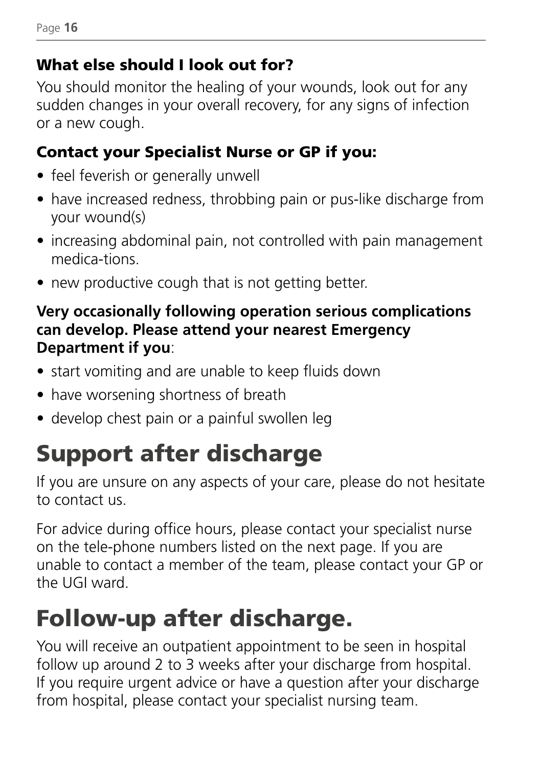### What else should I look out for?

You should monitor the healing of your wounds, look out for any sudden changes in your overall recovery, for any signs of infection or a new cough.

### Contact your Specialist Nurse or GP if you:

- feel feverish or generally unwell
- have increased redness, throbbing pain or pus-like discharge from your wound(s)
- increasing abdominal pain, not controlled with pain management medica-tions.
- new productive cough that is not getting better.

**Very occasionally following operation serious complications can develop. Please attend your nearest Emergency Department if you**:

- start vomiting and are unable to keep fluids down
- have worsening shortness of breath
- develop chest pain or a painful swollen leg

# Support after discharge

If you are unsure on any aspects of your care, please do not hesitate to contact us.

For advice during office hours, please contact your specialist nurse on the tele-phone numbers listed on the next page. If you are unable to contact a member of the team, please contact your GP or the UGI ward.

# Follow-up after discharge.

You will receive an outpatient appointment to be seen in hospital follow up around 2 to 3 weeks after your discharge from hospital. If you require urgent advice or have a question after your discharge from hospital, please contact your specialist nursing team.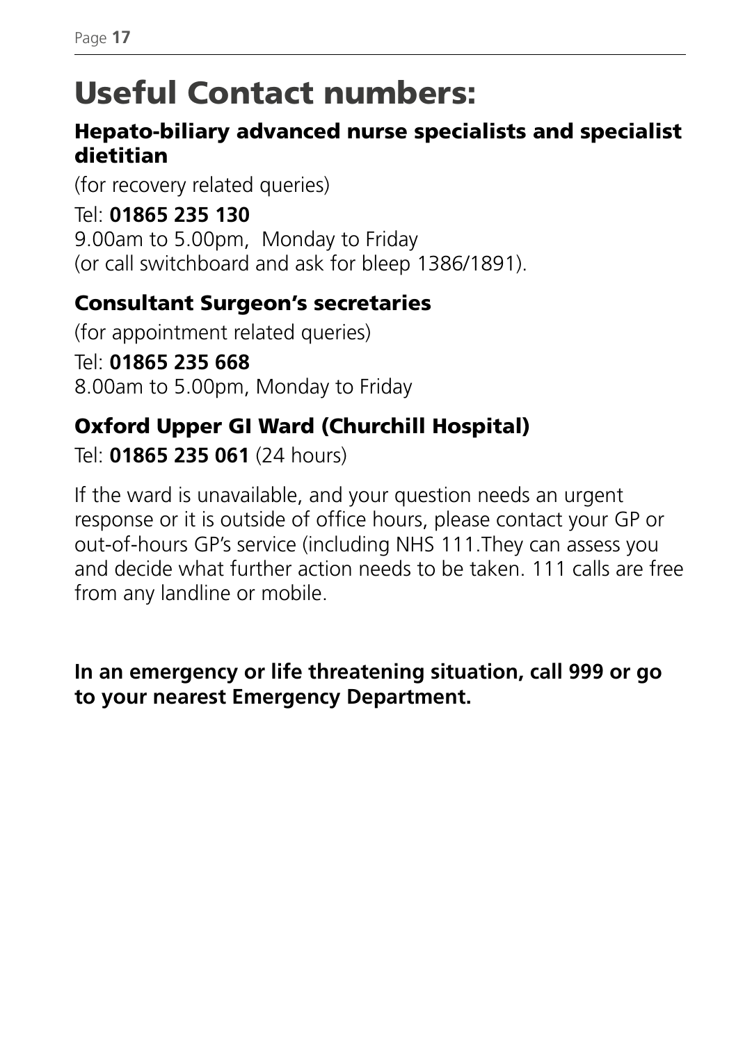# Useful Contact numbers:

## Hepato-biliary advanced nurse specialists and specialist dietitian

(for recovery related queries)

Tel: **01865 235 130**
9.00am to 5.00pm,  Monday to Friday
(or call switchboard and ask for bleep 1386/1891).

## Consultant Surgeon's secretaries

(for appointment related queries)

Tel: **01865 235 668**
8.00am to 5.00pm, Monday to Friday

## Oxford Upper GI Ward (Churchill Hospital)

Tel: **01865 235 061** (24 hours)

If the ward is unavailable, and your question needs an urgent response or it is outside of office hours, please contact your GP or out-of-hours GP's service (including NHS 111.They can assess you and decide what further action needs to be taken. 111 calls are free from any landline or mobile.

**In an emergency or life threatening situation, call 999 or go to your nearest Emergency Department.**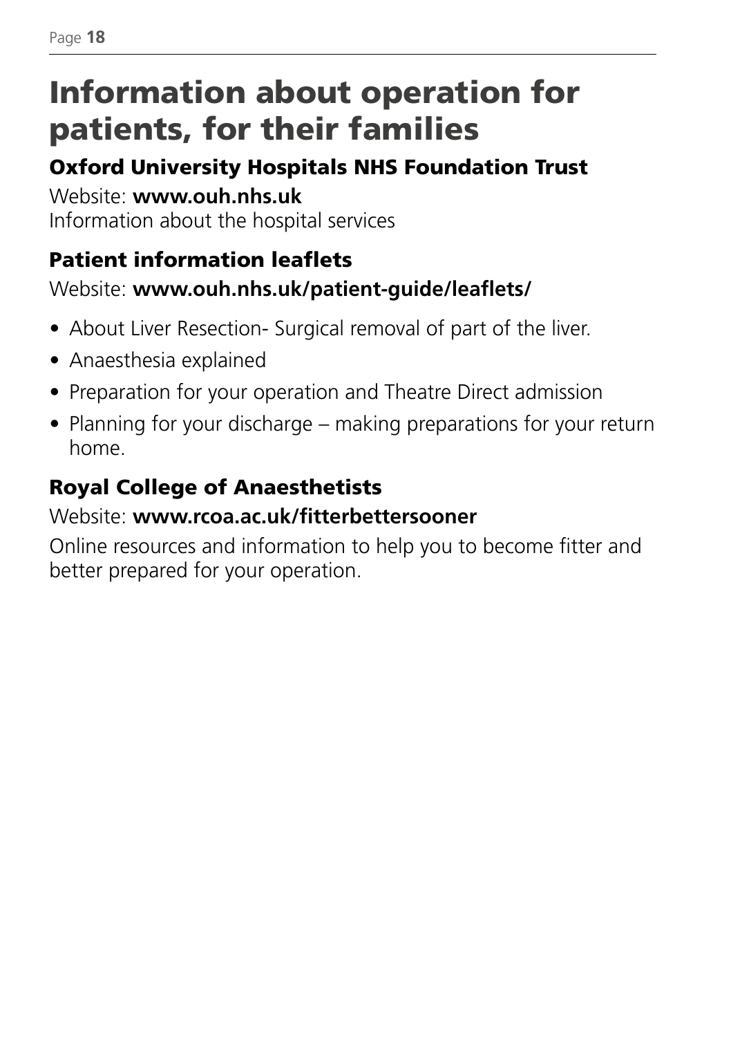# Information about operation for patients, for their families

## Oxford University Hospitals NHS Foundation Trust

Website: **www.ouh.nhs.uk**
Information about the hospital services

## Patient information leaflets

Website: **www.ouh.nhs.uk/patient-guide/leaflets/**

- About Liver Resection- Surgical removal of part of the liver.
- Anaesthesia explained
- Preparation for your operation and Theatre Direct admission
- Planning for your discharge – making preparations for your return home.

## Royal College of Anaesthetists

Website: **www.rcoa.ac.uk/fitterbettersooner**

Online resources and information to help you to become fitter and better prepared for your operation.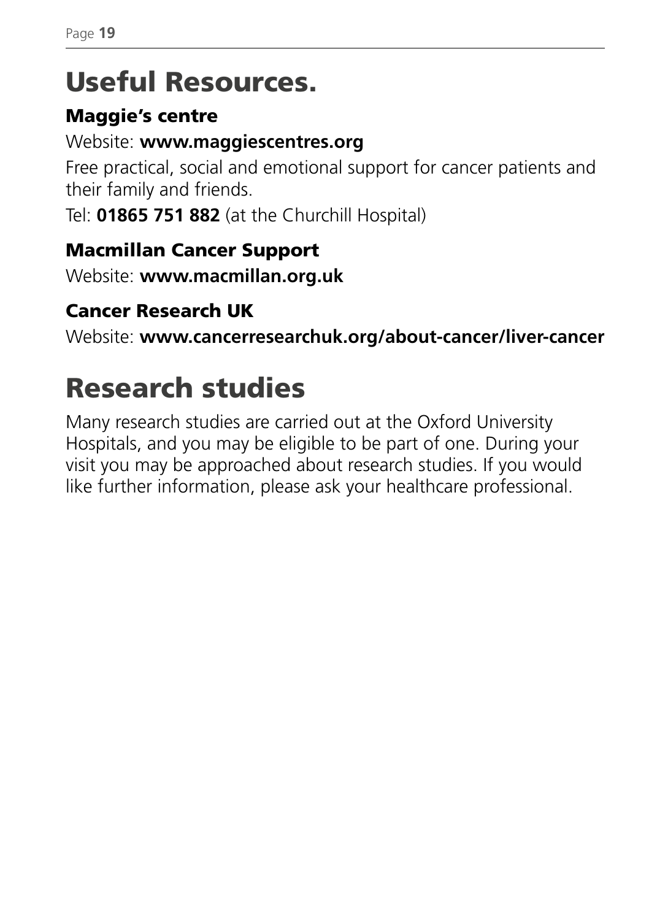# Useful Resources.

### Maggie's centre

Website: **www.maggiescentres.org**

Free practical, social and emotional support for cancer patients and their family and friends.

Tel: **01865 751 882** (at the Churchill Hospital)

### Macmillan Cancer Support

Website: **www.macmillan.org.uk**

### Cancer Research UK

Website: **www.cancerresearchuk.org/about-cancer/liver-cancer**

# Research studies

Many research studies are carried out at the Oxford University Hospitals, and you may be eligible to be part of one. During your visit you may be approached about research studies. If you would like further information, please ask your healthcare professional.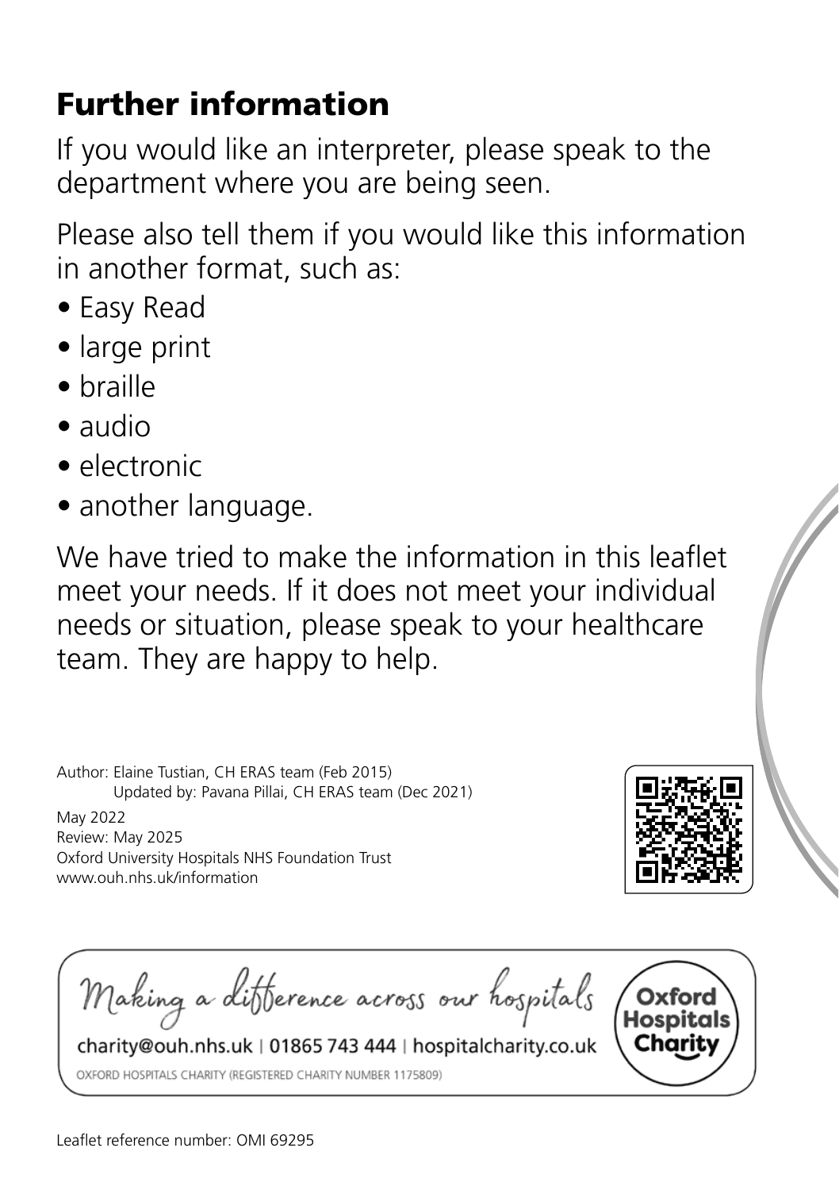## Further information

If you would like an interpreter, please speak to the department where you are being seen.

Please also tell them if you would like this information in another format, such as:

- Easy Read
- large print
- braille
- audio
- electronic
- another language.

We have tried to make the information in this leaflet meet your needs. If it does not meet your individual needs or situation, please speak to your healthcare team. They are happy to help.

Author: Elaine Tustian, CH ERAS team (Feb 2015)
Updated by: Pavana Pillai, CH ERAS team (Dec 2021)

May 2022
Review: May 2025
Oxford University Hospitals NHS Foundation Trust
www.ouh.nhs.uk/information

Making a difference across our hospitals

charity@ouh.nhs.uk | 01865 743 444 | hospitalcharity.co.uk

Oxford Hospitals Charity

OXFORD HOSPITALS CHARITY (REGISTERED CHARITY NUMBER 1175809)

Leaflet reference number: OMI 69295